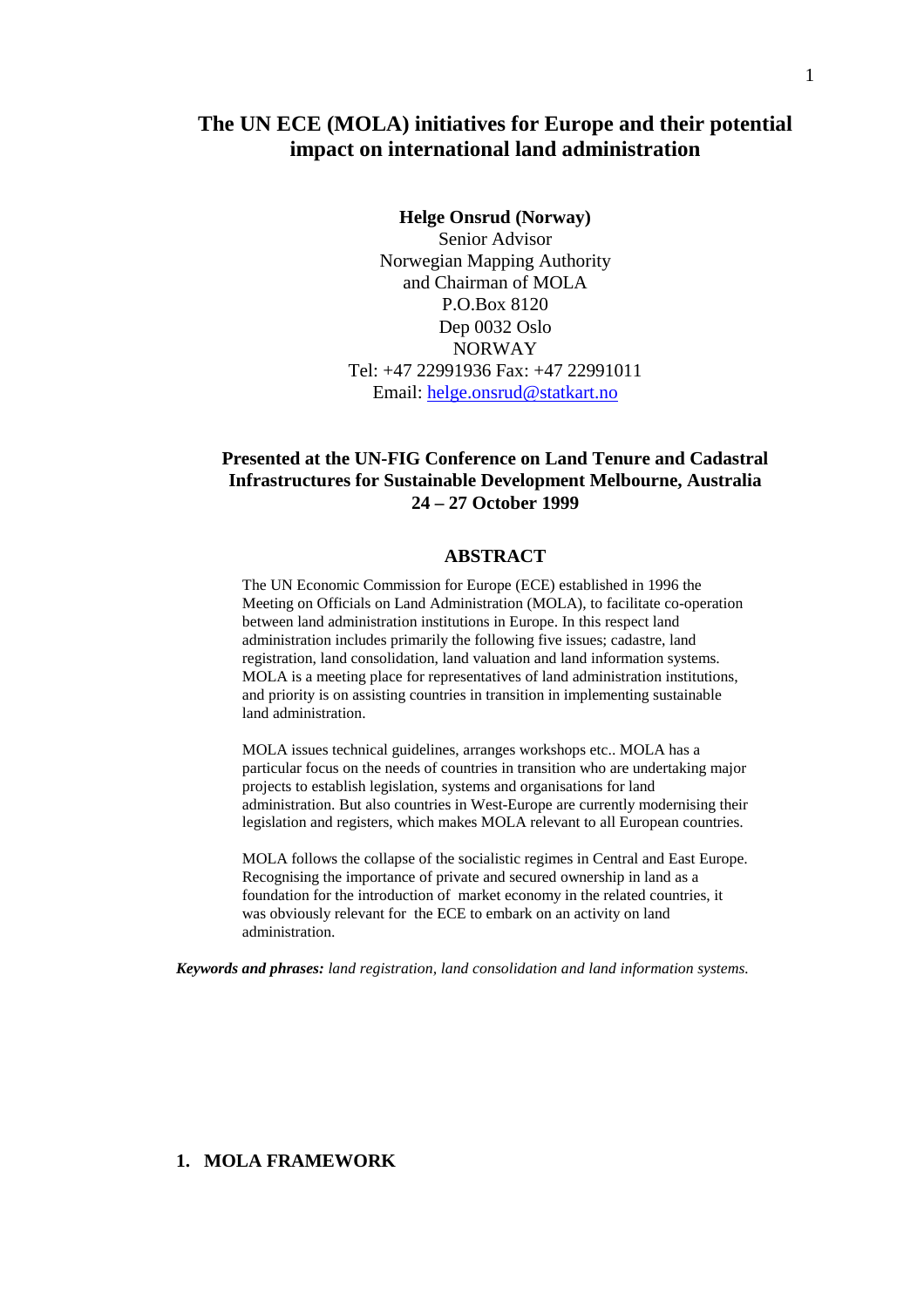# The UN ECE (MOLA) initiatives for Europe and their potential impact on international land administration

**Helge Onsrud (Norway)**
Senior Advisor
Norwegian Mapping Authority
and Chairman of MOLA
P.O.Box 8120
Dep 0032 Oslo
NORWAY
Tel: +47 22991936 Fax: +47 22991011
Email: helge.onsrud@statkart.no

**Presented at the UN-FIG Conference on Land Tenure and Cadastral Infrastructures for Sustainable Development Melbourne, Australia 24 – 27 October 1999**

## ABSTRACT

The UN Economic Commission for Europe (ECE) established in 1996 the Meeting on Officials on Land Administration (MOLA), to facilitate co-operation between land administration institutions in Europe. In this respect land administration includes primarily the following five issues; cadastre, land registration, land consolidation, land valuation and land information systems. MOLA is a meeting place for representatives of land administration institutions, and priority is on assisting countries in transition in implementing sustainable land administration.

MOLA issues technical guidelines, arranges workshops etc.. MOLA has a particular focus on the needs of countries in transition who are undertaking major projects to establish legislation, systems and organisations for land administration. But also countries in West-Europe are currently modernising their legislation and registers, which makes MOLA relevant to all European countries.

MOLA follows the collapse of the socialistic regimes in Central and East Europe. Recognising the importance of private and secured ownership in land as a foundation for the introduction of market economy in the related countries, it was obviously relevant for the ECE to embark on an activity on land administration.

***Keywords and phrases:*** *land registration, land consolidation and land information systems.*

## 1. MOLA FRAMEWORK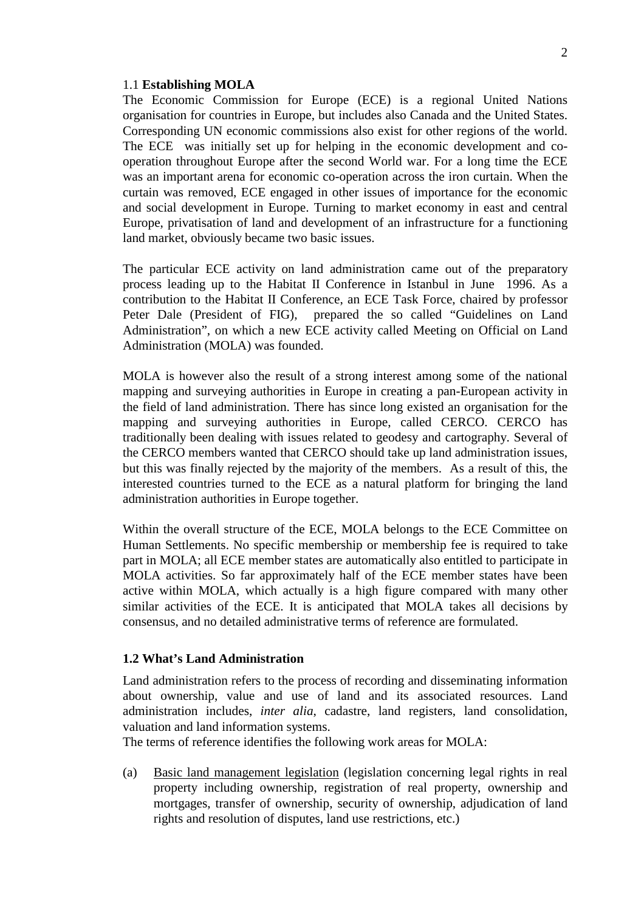### 1.1 **Establishing MOLA**

The Economic Commission for Europe (ECE) is a regional United Nations organisation for countries in Europe, but includes also Canada and the United States. Corresponding UN economic commissions also exist for other regions of the world. The ECE was initially set up for helping in the economic development and co-operation throughout Europe after the second World war. For a long time the ECE was an important arena for economic co-operation across the iron curtain. When the curtain was removed, ECE engaged in other issues of importance for the economic and social development in Europe. Turning to market economy in east and central Europe, privatisation of land and development of an infrastructure for a functioning land market, obviously became two basic issues.

The particular ECE activity on land administration came out of the preparatory process leading up to the Habitat II Conference in Istanbul in June 1996. As a contribution to the Habitat II Conference, an ECE Task Force, chaired by professor Peter Dale (President of FIG), prepared the so called "Guidelines on Land Administration", on which a new ECE activity called Meeting on Official on Land Administration (MOLA) was founded.

MOLA is however also the result of a strong interest among some of the national mapping and surveying authorities in Europe in creating a pan-European activity in the field of land administration. There has since long existed an organisation for the mapping and surveying authorities in Europe, called CERCO. CERCO has traditionally been dealing with issues related to geodesy and cartography. Several of the CERCO members wanted that CERCO should take up land administration issues, but this was finally rejected by the majority of the members. As a result of this, the interested countries turned to the ECE as a natural platform for bringing the land administration authorities in Europe together.

Within the overall structure of the ECE, MOLA belongs to the ECE Committee on Human Settlements. No specific membership or membership fee is required to take part in MOLA; all ECE member states are automatically also entitled to participate in MOLA activities. So far approximately half of the ECE member states have been active within MOLA, which actually is a high figure compared with many other similar activities of the ECE. It is anticipated that MOLA takes all decisions by consensus, and no detailed administrative terms of reference are formulated.

### **1.2 What's Land Administration**

Land administration refers to the process of recording and disseminating information about ownership, value and use of land and its associated resources. Land administration includes, *inter alia*, cadastre, land registers, land consolidation, valuation and land information systems.

The terms of reference identifies the following work areas for MOLA:

(a) Basic land management legislation (legislation concerning legal rights in real property including ownership, registration of real property, ownership and mortgages, transfer of ownership, security of ownership, adjudication of land rights and resolution of disputes, land use restrictions, etc.)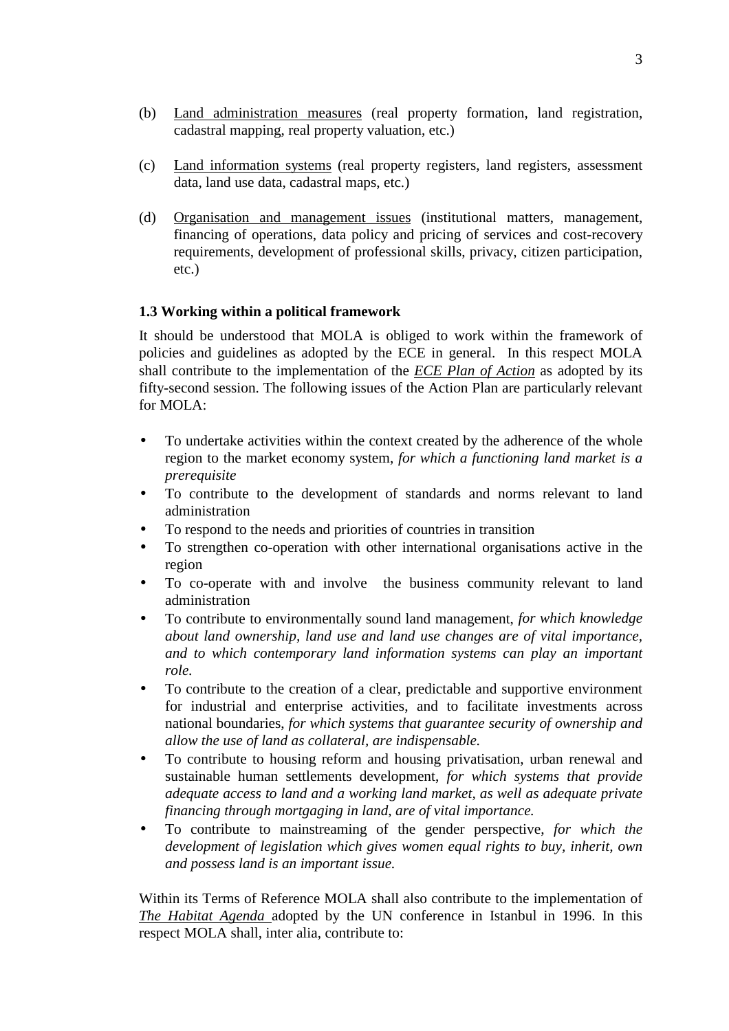(b) Land administration measures (real property formation, land registration, cadastral mapping, real property valuation, etc.)

(c) Land information systems (real property registers, land registers, assessment data, land use data, cadastral maps, etc.)

(d) Organisation and management issues (institutional matters, management, financing of operations, data policy and pricing of services and cost-recovery requirements, development of professional skills, privacy, citizen participation, etc.)

**1.3 Working within a political framework**

It should be understood that MOLA is obliged to work within the framework of policies and guidelines as adopted by the ECE in general. In this respect MOLA shall contribute to the implementation of the ***ECE Plan of Action*** as adopted by its fifty-second session. The following issues of the Action Plan are particularly relevant for MOLA:

- To undertake activities within the context created by the adherence of the whole region to the market economy system, *for which a functioning land market is a prerequisite*
- To contribute to the development of standards and norms relevant to land administration
- To respond to the needs and priorities of countries in transition
- To strengthen co-operation with other international organisations active in the region
- To co-operate with and involve the business community relevant to land administration
- To contribute to environmentally sound land management, *for which knowledge about land ownership, land use and land use changes are of vital importance, and to which contemporary land information systems can play an important role.*
- To contribute to the creation of a clear, predictable and supportive environment for industrial and enterprise activities, and to facilitate investments across national boundaries, *for which systems that guarantee security of ownership and allow the use of land as collateral, are indispensable.*
- To contribute to housing reform and housing privatisation, urban renewal and sustainable human settlements development, *for which systems that provide adequate access to land and a working land market, as well as adequate private financing through mortgaging in land, are of vital importance.*
- To contribute to mainstreaming of the gender perspective, *for which the development of legislation which gives women equal rights to buy, inherit, own and possess land is an important issue.*

Within its Terms of Reference MOLA shall also contribute to the implementation of *The Habitat Agenda* adopted by the UN conference in Istanbul in 1996. In this respect MOLA shall, inter alia, contribute to: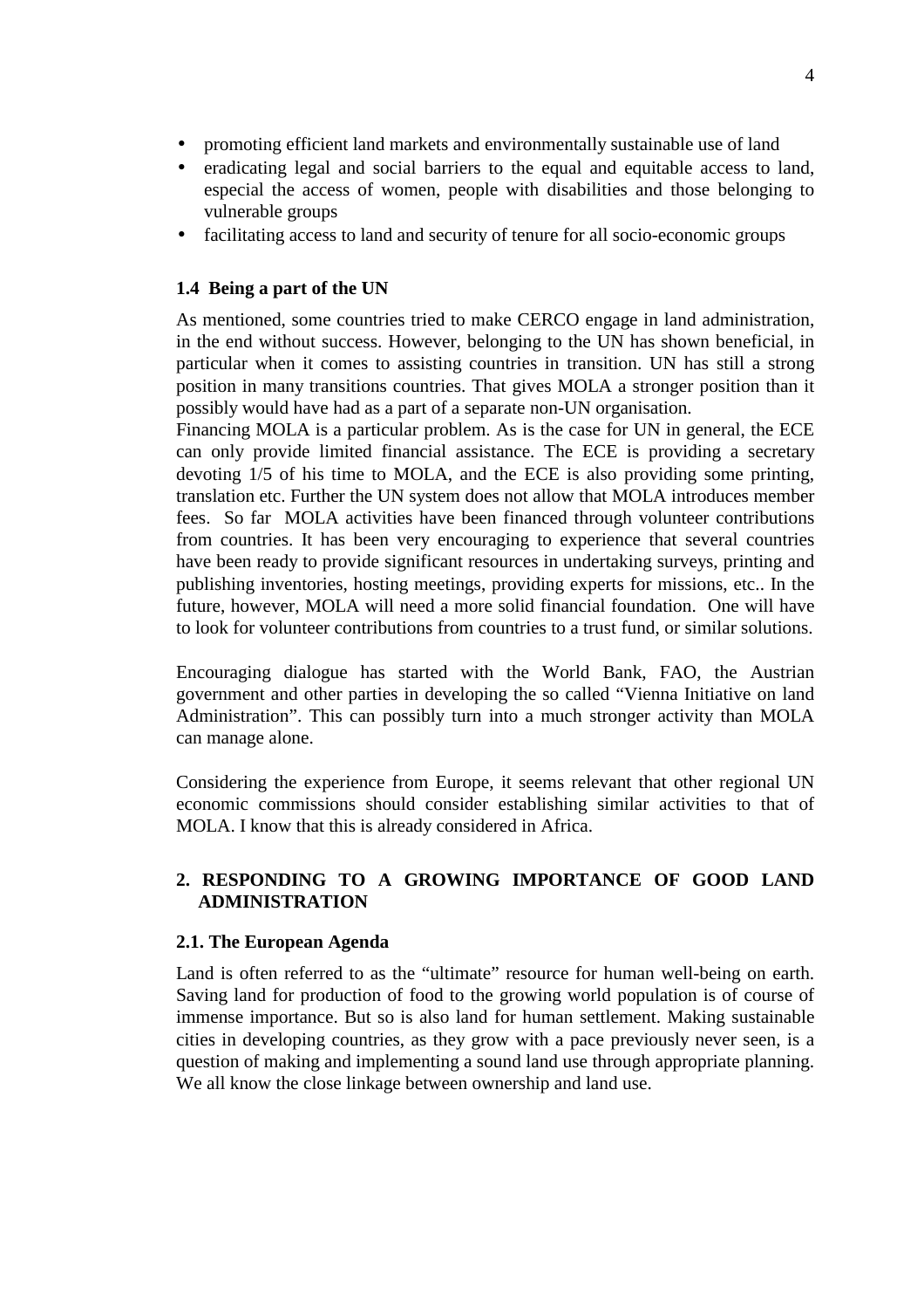- promoting efficient land markets and environmentally sustainable use of land
- eradicating legal and social barriers to the equal and equitable access to land, especial the access of women, people with disabilities and those belonging to vulnerable groups
- facilitating access to land and security of tenure for all socio-economic groups

### 1.4 Being a part of the UN

As mentioned, some countries tried to make CERCO engage in land administration, in the end without success. However, belonging to the UN has shown beneficial, in particular when it comes to assisting countries in transition. UN has still a strong position in many transitions countries. That gives MOLA a stronger position than it possibly would have had as a part of a separate non-UN organisation.
Financing MOLA is a particular problem. As is the case for UN in general, the ECE can only provide limited financial assistance. The ECE is providing a secretary devoting 1/5 of his time to MOLA, and the ECE is also providing some printing, translation etc. Further the UN system does not allow that MOLA introduces member fees. So far MOLA activities have been financed through volunteer contributions from countries. It has been very encouraging to experience that several countries have been ready to provide significant resources in undertaking surveys, printing and publishing inventories, hosting meetings, providing experts for missions, etc.. In the future, however, MOLA will need a more solid financial foundation. One will have to look for volunteer contributions from countries to a trust fund, or similar solutions.

Encouraging dialogue has started with the World Bank, FAO, the Austrian government and other parties in developing the so called "Vienna Initiative on land Administration". This can possibly turn into a much stronger activity than MOLA can manage alone.

Considering the experience from Europe, it seems relevant that other regional UN economic commissions should consider establishing similar activities to that of MOLA. I know that this is already considered in Africa.

## 2. RESPONDING TO A GROWING IMPORTANCE OF GOOD LAND ADMINISTRATION

### 2.1. The European Agenda

Land is often referred to as the "ultimate" resource for human well-being on earth. Saving land for production of food to the growing world population is of course of immense importance. But so is also land for human settlement. Making sustainable cities in developing countries, as they grow with a pace previously never seen, is a question of making and implementing a sound land use through appropriate planning. We all know the close linkage between ownership and land use.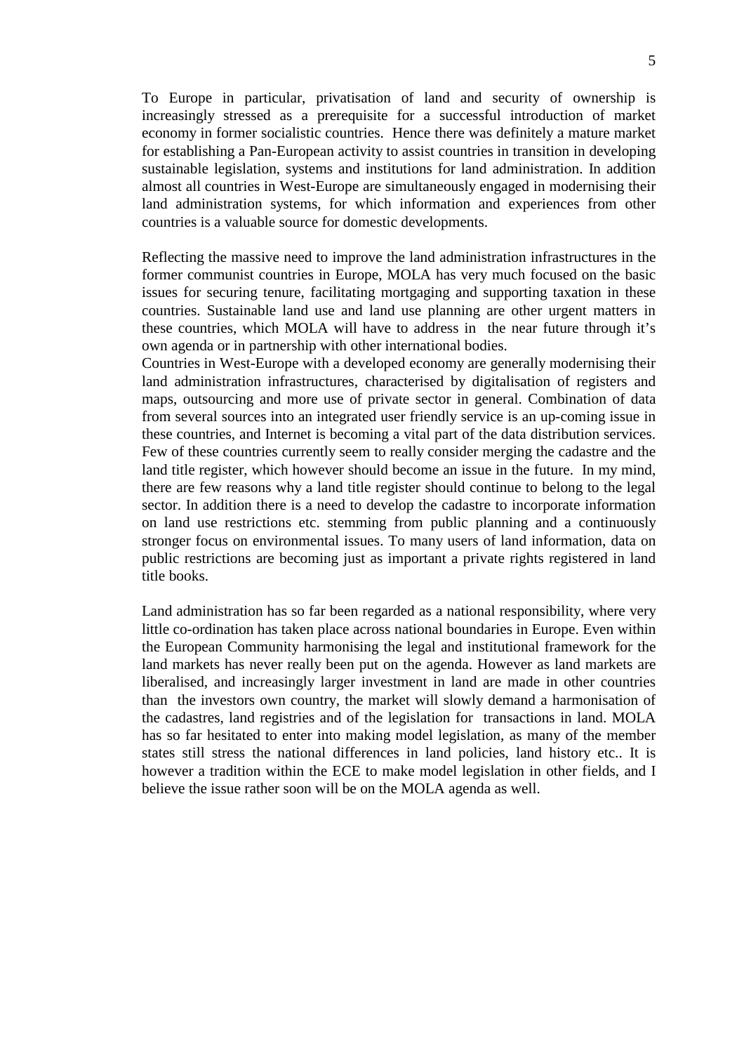To Europe in particular, privatisation of land and security of ownership is increasingly stressed as a prerequisite for a successful introduction of market economy in former socialistic countries. Hence there was definitely a mature market for establishing a Pan-European activity to assist countries in transition in developing sustainable legislation, systems and institutions for land administration. In addition almost all countries in West-Europe are simultaneously engaged in modernising their land administration systems, for which information and experiences from other countries is a valuable source for domestic developments.

Reflecting the massive need to improve the land administration infrastructures in the former communist countries in Europe, MOLA has very much focused on the basic issues for securing tenure, facilitating mortgaging and supporting taxation in these countries. Sustainable land use and land use planning are other urgent matters in these countries, which MOLA will have to address in the near future through it's own agenda or in partnership with other international bodies.
Countries in West-Europe with a developed economy are generally modernising their land administration infrastructures, characterised by digitalisation of registers and maps, outsourcing and more use of private sector in general. Combination of data from several sources into an integrated user friendly service is an up-coming issue in these countries, and Internet is becoming a vital part of the data distribution services. Few of these countries currently seem to really consider merging the cadastre and the land title register, which however should become an issue in the future. In my mind, there are few reasons why a land title register should continue to belong to the legal sector. In addition there is a need to develop the cadastre to incorporate information on land use restrictions etc. stemming from public planning and a continuously stronger focus on environmental issues. To many users of land information, data on public restrictions are becoming just as important a private rights registered in land title books.

Land administration has so far been regarded as a national responsibility, where very little co-ordination has taken place across national boundaries in Europe. Even within the European Community harmonising the legal and institutional framework for the land markets has never really been put on the agenda. However as land markets are liberalised, and increasingly larger investment in land are made in other countries than the investors own country, the market will slowly demand a harmonisation of the cadastres, land registries and of the legislation for transactions in land. MOLA has so far hesitated to enter into making model legislation, as many of the member states still stress the national differences in land policies, land history etc.. It is however a tradition within the ECE to make model legislation in other fields, and I believe the issue rather soon will be on the MOLA agenda as well.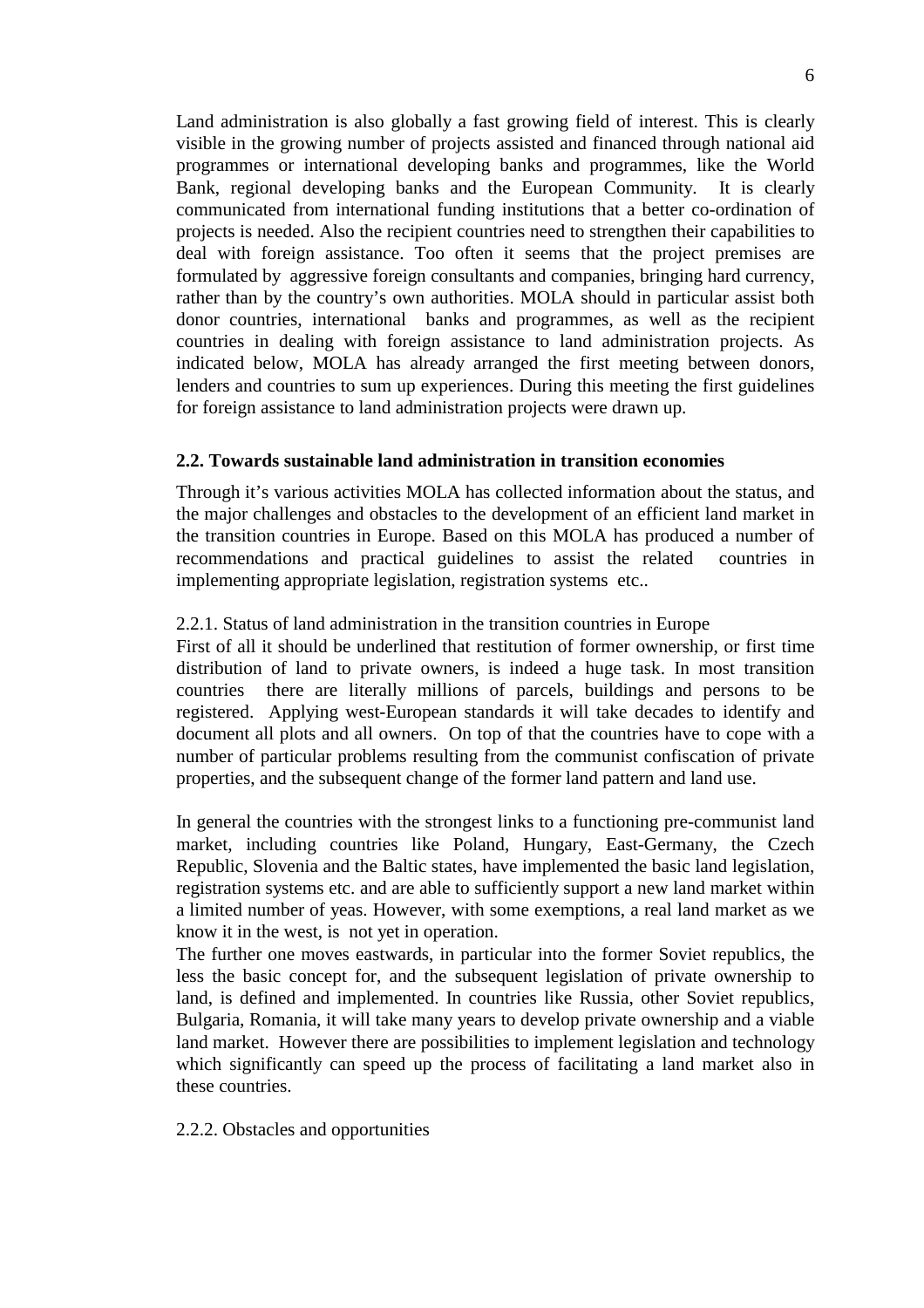Land administration is also globally a fast growing field of interest. This is clearly visible in the growing number of projects assisted and financed through national aid programmes or international developing banks and programmes, like the World Bank, regional developing banks and the European Community. It is clearly communicated from international funding institutions that a better co-ordination of projects is needed. Also the recipient countries need to strengthen their capabilities to deal with foreign assistance. Too often it seems that the project premises are formulated by aggressive foreign consultants and companies, bringing hard currency, rather than by the country's own authorities. MOLA should in particular assist both donor countries, international banks and programmes, as well as the recipient countries in dealing with foreign assistance to land administration projects. As indicated below, MOLA has already arranged the first meeting between donors, lenders and countries to sum up experiences. During this meeting the first guidelines for foreign assistance to land administration projects were drawn up.

### 2.2. Towards sustainable land administration in transition economies

Through it's various activities MOLA has collected information about the status, and the major challenges and obstacles to the development of an efficient land market in the transition countries in Europe. Based on this MOLA has produced a number of recommendations and practical guidelines to assist the related countries in implementing appropriate legislation, registration systems etc..

#### 2.2.1. Status of land administration in the transition countries in Europe

First of all it should be underlined that restitution of former ownership, or first time distribution of land to private owners, is indeed a huge task. In most transition countries there are literally millions of parcels, buildings and persons to be registered. Applying west-European standards it will take decades to identify and document all plots and all owners. On top of that the countries have to cope with a number of particular problems resulting from the communist confiscation of private properties, and the subsequent change of the former land pattern and land use.

In general the countries with the strongest links to a functioning pre-communist land market, including countries like Poland, Hungary, East-Germany, the Czech Republic, Slovenia and the Baltic states, have implemented the basic land legislation, registration systems etc. and are able to sufficiently support a new land market within a limited number of yeas. However, with some exemptions, a real land market as we know it in the west, is not yet in operation.

The further one moves eastwards, in particular into the former Soviet republics, the less the basic concept for, and the subsequent legislation of private ownership to land, is defined and implemented. In countries like Russia, other Soviet republics, Bulgaria, Romania, it will take many years to develop private ownership and a viable land market. However there are possibilities to implement legislation and technology which significantly can speed up the process of facilitating a land market also in these countries.

#### 2.2.2. Obstacles and opportunities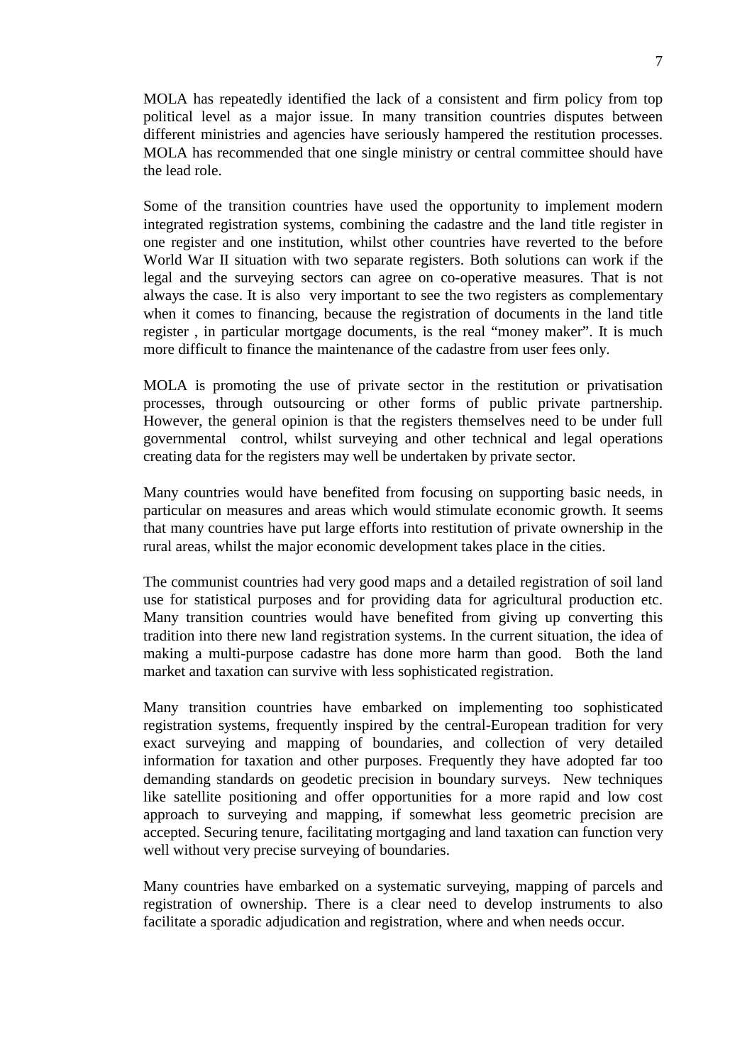MOLA has repeatedly identified the lack of a consistent and firm policy from top political level as a major issue. In many transition countries disputes between different ministries and agencies have seriously hampered the restitution processes. MOLA has recommended that one single ministry or central committee should have the lead role.

Some of the transition countries have used the opportunity to implement modern integrated registration systems, combining the cadastre and the land title register in one register and one institution, whilst other countries have reverted to the before World War II situation with two separate registers. Both solutions can work if the legal and the surveying sectors can agree on co-operative measures. That is not always the case. It is also very important to see the two registers as complementary when it comes to financing, because the registration of documents in the land title register , in particular mortgage documents, is the real "money maker". It is much more difficult to finance the maintenance of the cadastre from user fees only.

MOLA is promoting the use of private sector in the restitution or privatisation processes, through outsourcing or other forms of public private partnership. However, the general opinion is that the registers themselves need to be under full governmental control, whilst surveying and other technical and legal operations creating data for the registers may well be undertaken by private sector.

Many countries would have benefited from focusing on supporting basic needs, in particular on measures and areas which would stimulate economic growth. It seems that many countries have put large efforts into restitution of private ownership in the rural areas, whilst the major economic development takes place in the cities.

The communist countries had very good maps and a detailed registration of soil land use for statistical purposes and for providing data for agricultural production etc. Many transition countries would have benefited from giving up converting this tradition into there new land registration systems. In the current situation, the idea of making a multi-purpose cadastre has done more harm than good. Both the land market and taxation can survive with less sophisticated registration.

Many transition countries have embarked on implementing too sophisticated registration systems, frequently inspired by the central-European tradition for very exact surveying and mapping of boundaries, and collection of very detailed information for taxation and other purposes. Frequently they have adopted far too demanding standards on geodetic precision in boundary surveys. New techniques like satellite positioning and offer opportunities for a more rapid and low cost approach to surveying and mapping, if somewhat less geometric precision are accepted. Securing tenure, facilitating mortgaging and land taxation can function very well without very precise surveying of boundaries.

Many countries have embarked on a systematic surveying, mapping of parcels and registration of ownership. There is a clear need to develop instruments to also facilitate a sporadic adjudication and registration, where and when needs occur.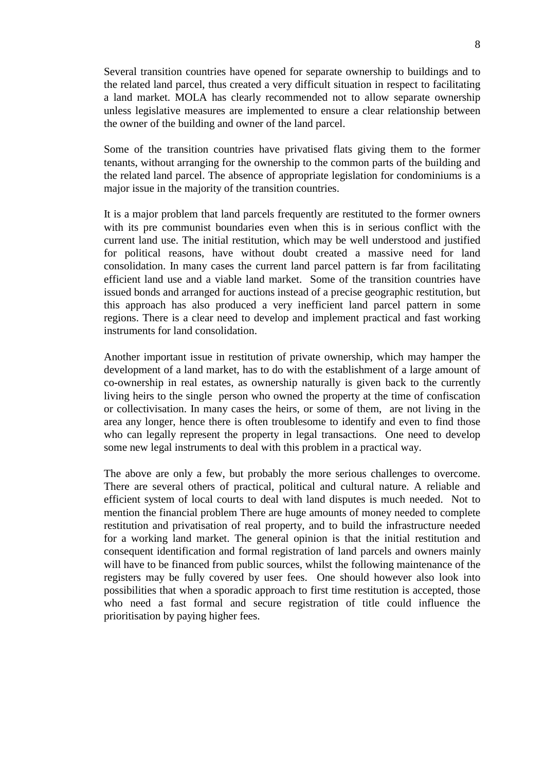Several transition countries have opened for separate ownership to buildings and to the related land parcel, thus created a very difficult situation in respect to facilitating a land market. MOLA has clearly recommended not to allow separate ownership unless legislative measures are implemented to ensure a clear relationship between the owner of the building and owner of the land parcel.

Some of the transition countries have privatised flats giving them to the former tenants, without arranging for the ownership to the common parts of the building and the related land parcel. The absence of appropriate legislation for condominiums is a major issue in the majority of the transition countries.

It is a major problem that land parcels frequently are restituted to the former owners with its pre communist boundaries even when this is in serious conflict with the current land use. The initial restitution, which may be well understood and justified for political reasons, have without doubt created a massive need for land consolidation. In many cases the current land parcel pattern is far from facilitating efficient land use and a viable land market. Some of the transition countries have issued bonds and arranged for auctions instead of a precise geographic restitution, but this approach has also produced a very inefficient land parcel pattern in some regions. There is a clear need to develop and implement practical and fast working instruments for land consolidation.

Another important issue in restitution of private ownership, which may hamper the development of a land market, has to do with the establishment of a large amount of co-ownership in real estates, as ownership naturally is given back to the currently living heirs to the single person who owned the property at the time of confiscation or collectivisation. In many cases the heirs, or some of them, are not living in the area any longer, hence there is often troublesome to identify and even to find those who can legally represent the property in legal transactions. One need to develop some new legal instruments to deal with this problem in a practical way.

The above are only a few, but probably the more serious challenges to overcome. There are several others of practical, political and cultural nature. A reliable and efficient system of local courts to deal with land disputes is much needed. Not to mention the financial problem There are huge amounts of money needed to complete restitution and privatisation of real property, and to build the infrastructure needed for a working land market. The general opinion is that the initial restitution and consequent identification and formal registration of land parcels and owners mainly will have to be financed from public sources, whilst the following maintenance of the registers may be fully covered by user fees. One should however also look into possibilities that when a sporadic approach to first time restitution is accepted, those who need a fast formal and secure registration of title could influence the prioritisation by paying higher fees.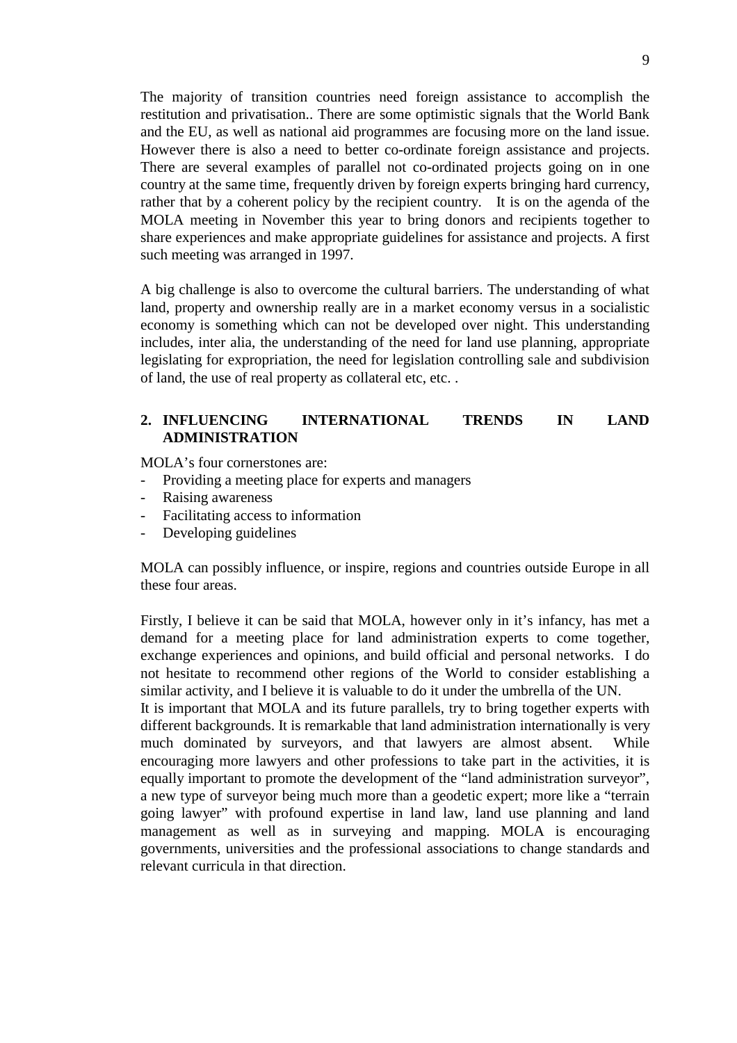The majority of transition countries need foreign assistance to accomplish the restitution and privatisation.. There are some optimistic signals that the World Bank and the EU, as well as national aid programmes are focusing more on the land issue. However there is also a need to better co-ordinate foreign assistance and projects. There are several examples of parallel not co-ordinated projects going on in one country at the same time, frequently driven by foreign experts bringing hard currency, rather that by a coherent policy by the recipient country.   It is on the agenda of the MOLA meeting in November this year to bring donors and recipients together to share experiences and make appropriate guidelines for assistance and projects. A first such meeting was arranged in 1997.

A big challenge is also to overcome the cultural barriers. The understanding of what land, property and ownership really are in a market economy versus in a socialistic economy is something which can not be developed over night. This understanding includes, inter alia, the understanding of the need for land use planning, appropriate legislating for expropriation, the need for legislation controlling sale and subdivision of land, the use of real property as collateral etc, etc. .

## 2. INFLUENCING INTERNATIONAL TRENDS IN LAND ADMINISTRATION

MOLA's four cornerstones are:

- Providing a meeting place for experts and managers
- Raising awareness
- Facilitating access to information
- Developing guidelines

MOLA can possibly influence, or inspire, regions and countries outside Europe in all these four areas.

Firstly, I believe it can be said that MOLA, however only in it's infancy, has met a demand for a meeting place for land administration experts to come together, exchange experiences and opinions, and build official and personal networks.  I do not hesitate to recommend other regions of the World to consider establishing a similar activity, and I believe it is valuable to do it under the umbrella of the UN.
It is important that MOLA and its future parallels, try to bring together experts with different backgrounds. It is remarkable that land administration internationally is very much dominated by surveyors, and that lawyers are almost absent.  While encouraging more lawyers and other professions to take part in the activities, it is equally important to promote the development of the "land administration surveyor", a new type of surveyor being much more than a geodetic expert; more like a "terrain going lawyer" with profound expertise in land law, land use planning and land management as well as in surveying and mapping. MOLA is encouraging governments, universities and the professional associations to change standards and relevant curricula in that direction.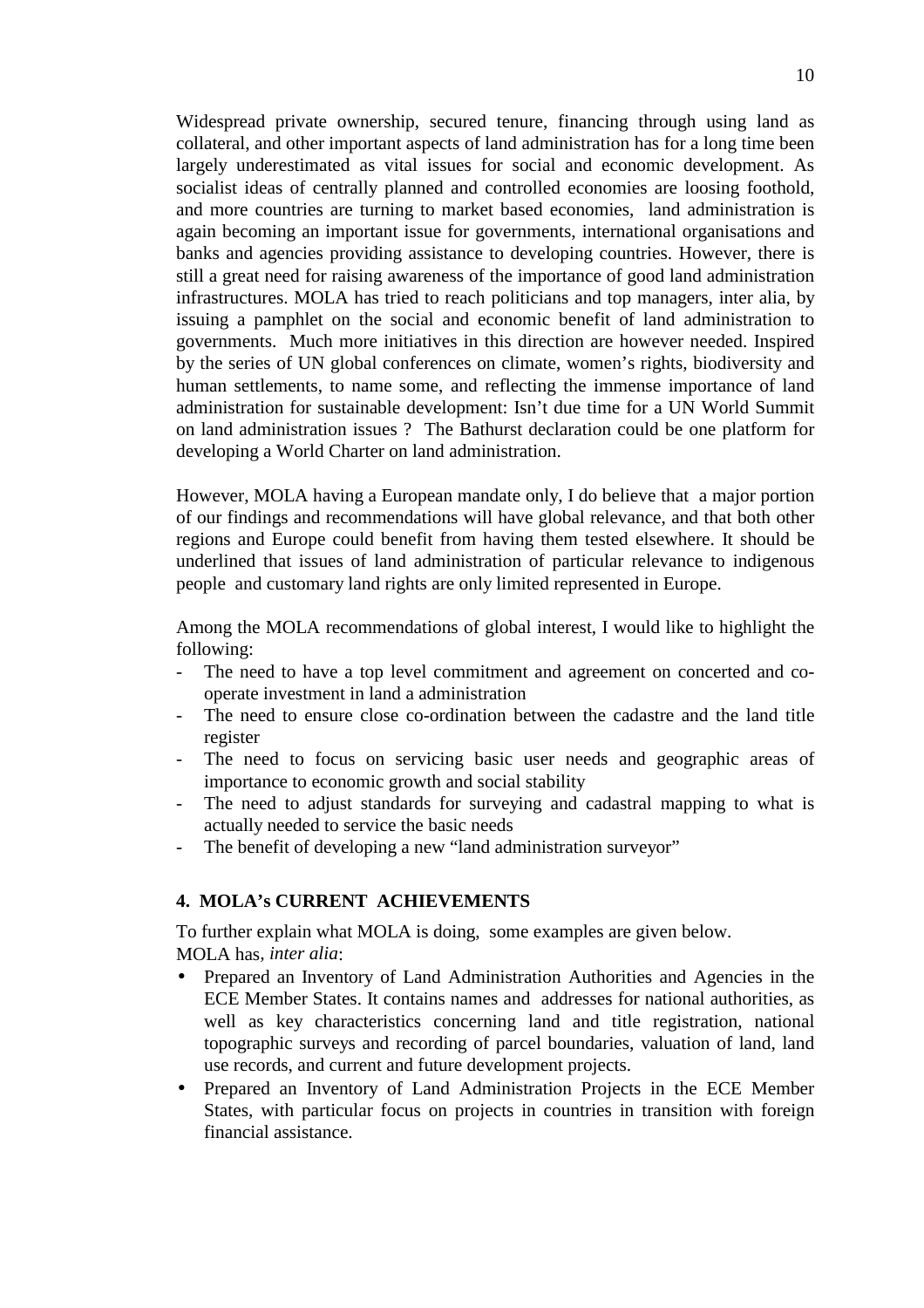Widespread private ownership, secured tenure, financing through using land as collateral, and other important aspects of land administration has for a long time been largely underestimated as vital issues for social and economic development. As socialist ideas of centrally planned and controlled economies are loosing foothold, and more countries are turning to market based economies, land administration is again becoming an important issue for governments, international organisations and banks and agencies providing assistance to developing countries. However, there is still a great need for raising awareness of the importance of good land administration infrastructures. MOLA has tried to reach politicians and top managers, inter alia, by issuing a pamphlet on the social and economic benefit of land administration to governments. Much more initiatives in this direction are however needed. Inspired by the series of UN global conferences on climate, women's rights, biodiversity and human settlements, to name some, and reflecting the immense importance of land administration for sustainable development: Isn't due time for a UN World Summit on land administration issues ? The Bathurst declaration could be one platform for developing a World Charter on land administration.

However, MOLA having a European mandate only, I do believe that a major portion of our findings and recommendations will have global relevance, and that both other regions and Europe could benefit from having them tested elsewhere. It should be underlined that issues of land administration of particular relevance to indigenous people and customary land rights are only limited represented in Europe.

Among the MOLA recommendations of global interest, I would like to highlight the following:

- The need to have a top level commitment and agreement on concerted and co-operate investment in land a administration
- The need to ensure close co-ordination between the cadastre and the land title register
- The need to focus on servicing basic user needs and geographic areas of importance to economic growth and social stability
- The need to adjust standards for surveying and cadastral mapping to what is actually needed to service the basic needs
- The benefit of developing a new "land administration surveyor"

## 4. MOLA's CURRENT ACHIEVEMENTS

To further explain what MOLA is doing, some examples are given below.
MOLA has, *inter alia*:

- Prepared an Inventory of Land Administration Authorities and Agencies in the ECE Member States. It contains names and addresses for national authorities, as well as key characteristics concerning land and title registration, national topographic surveys and recording of parcel boundaries, valuation of land, land use records, and current and future development projects.
- Prepared an Inventory of Land Administration Projects in the ECE Member States, with particular focus on projects in countries in transition with foreign financial assistance.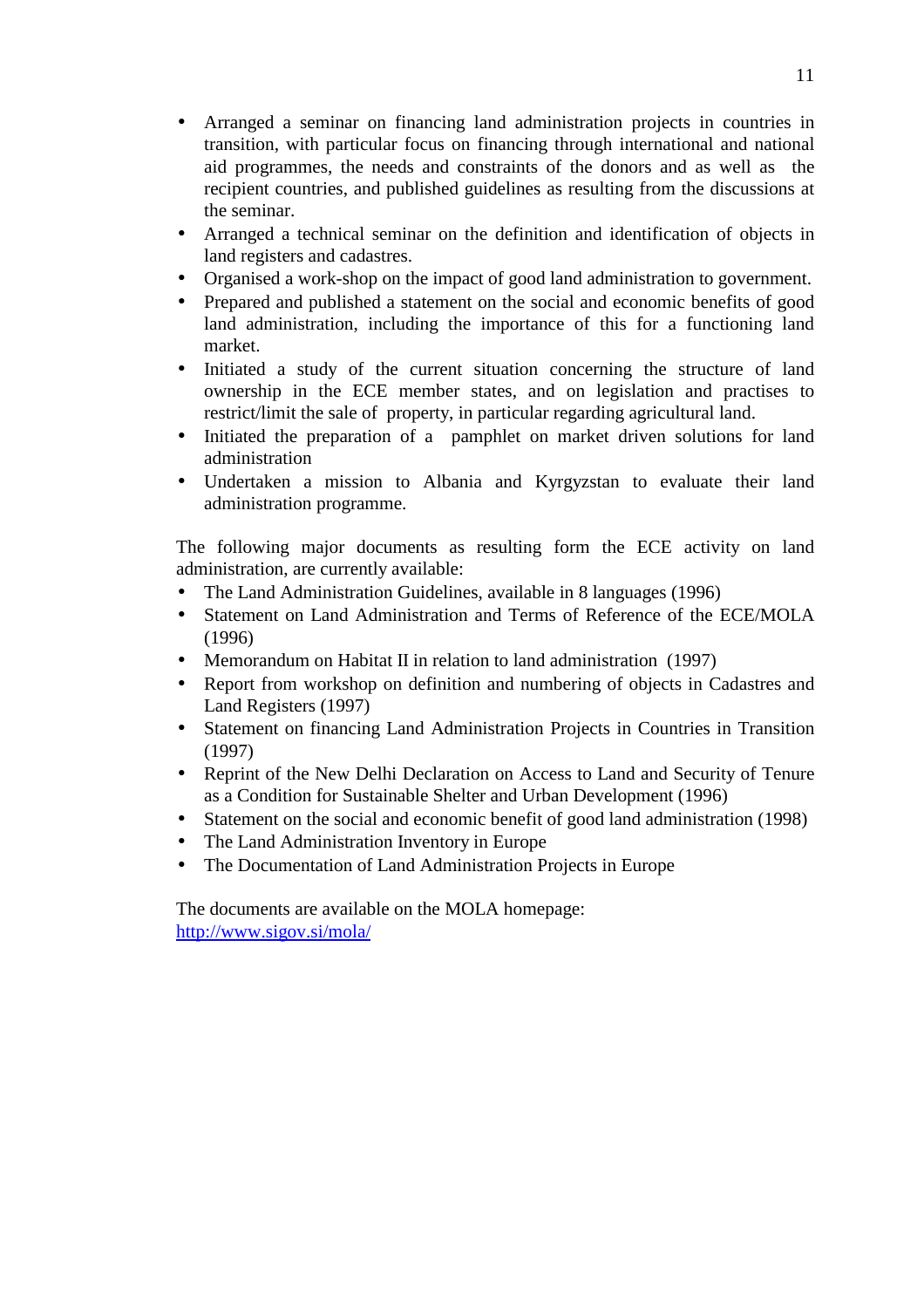- Arranged a seminar on financing land administration projects in countries in transition, with particular focus on financing through international and national aid programmes, the needs and constraints of the donors and as well as the recipient countries, and published guidelines as resulting from the discussions at the seminar.
- Arranged a technical seminar on the definition and identification of objects in land registers and cadastres.
- Organised a work-shop on the impact of good land administration to government.
- Prepared and published a statement on the social and economic benefits of good land administration, including the importance of this for a functioning land market.
- Initiated a study of the current situation concerning the structure of land ownership in the ECE member states, and on legislation and practises to restrict/limit the sale of property, in particular regarding agricultural land.
- Initiated the preparation of a pamphlet on market driven solutions for land administration
- Undertaken a mission to Albania and Kyrgyzstan to evaluate their land administration programme.

The following major documents as resulting form the ECE activity on land administration, are currently available:

- The Land Administration Guidelines, available in 8 languages (1996)
- Statement on Land Administration and Terms of Reference of the ECE/MOLA (1996)
- Memorandum on Habitat II in relation to land administration (1997)
- Report from workshop on definition and numbering of objects in Cadastres and Land Registers (1997)
- Statement on financing Land Administration Projects in Countries in Transition (1997)
- Reprint of the New Delhi Declaration on Access to Land and Security of Tenure as a Condition for Sustainable Shelter and Urban Development (1996)
- Statement on the social and economic benefit of good land administration (1998)
- The Land Administration Inventory in Europe
- The Documentation of Land Administration Projects in Europe

The documents are available on the MOLA homepage:
http://www.sigov.si/mola/